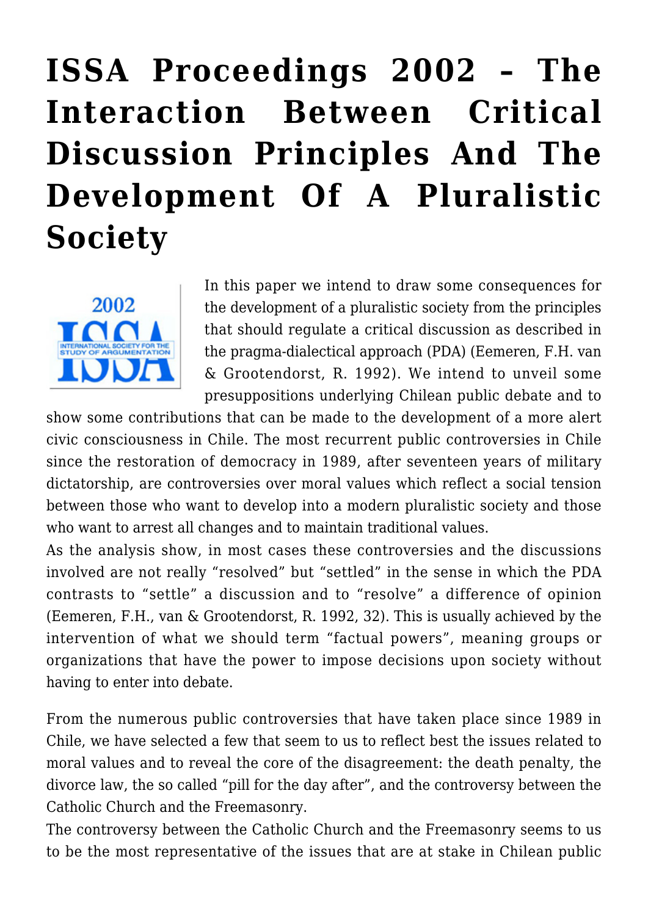# ISSA Proceedings 2002 – The Interaction Between Critical Discussion Principles And The Development Of A Pluralistic Society

In this paper we intend to draw some consequences for the development of a pluralistic society from the principles that should regulate a critical discussion as described in the pragma-dialectical approach (PDA) (Eemeren, F.H. van & Grootendorst, R. 1992). We intend to unveil some presuppositions underlying Chilean public debate and to show some contributions that can be made to the development of a more alert civic consciousness in Chile. The most recurrent public controversies in Chile since the restoration of democracy in 1989, after seventeen years of military dictatorship, are controversies over moral values which reflect a social tension between those who want to develop into a modern pluralistic society and those who want to arrest all changes and to maintain traditional values.

As the analysis show, in most cases these controversies and the discussions involved are not really "resolved" but "settled" in the sense in which the PDA contrasts to "settle" a discussion and to "resolve" a difference of opinion (Eemeren, F.H., van & Grootendorst, R. 1992, 32). This is usually achieved by the intervention of what we should term "factual powers", meaning groups or organizations that have the power to impose decisions upon society without having to enter into debate.

From the numerous public controversies that have taken place since 1989 in Chile, we have selected a few that seem to us to reflect best the issues related to moral values and to reveal the core of the disagreement: the death penalty, the divorce law, the so called "pill for the day after", and the controversy between the Catholic Church and the Freemasonry.

The controversy between the Catholic Church and the Freemasonry seems to us to be the most representative of the issues that are at stake in Chilean public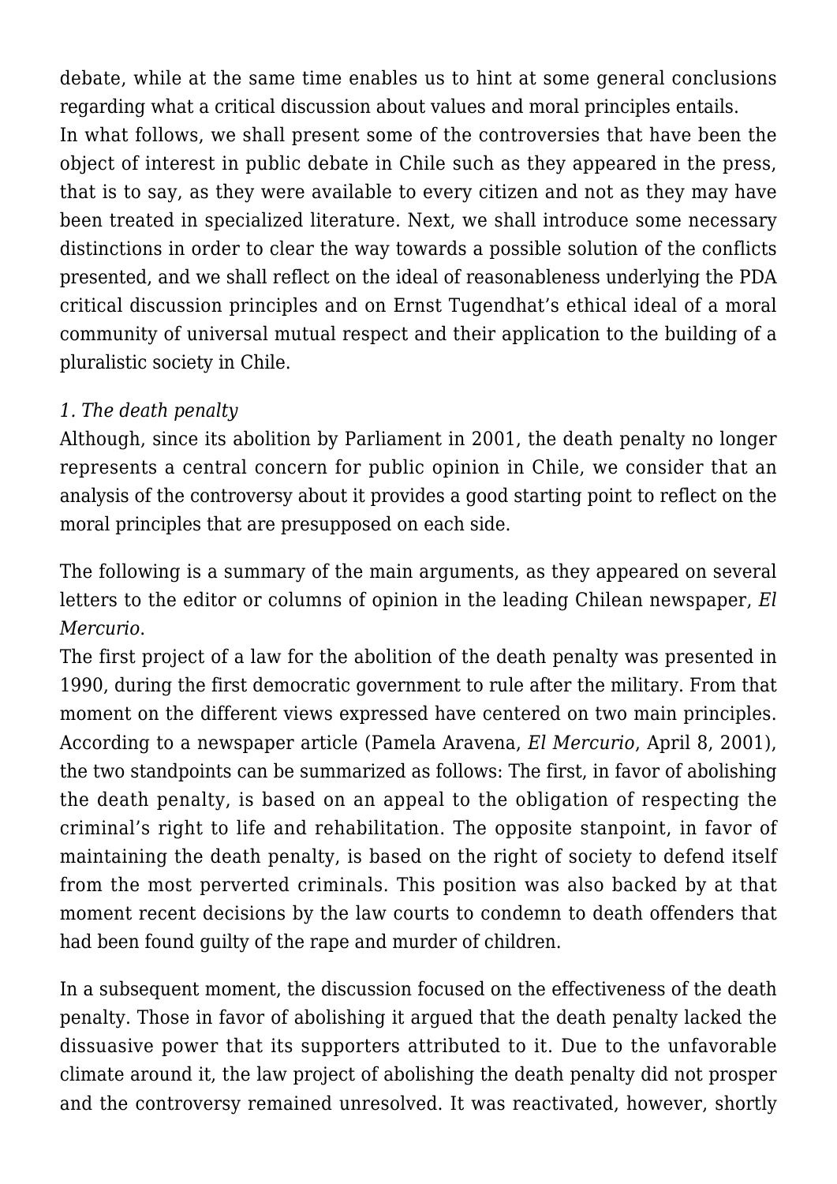debate, while at the same time enables us to hint at some general conclusions regarding what a critical discussion about values and moral principles entails.
In what follows, we shall present some of the controversies that have been the object of interest in public debate in Chile such as they appeared in the press, that is to say, as they were available to every citizen and not as they may have been treated in specialized literature. Next, we shall introduce some necessary distinctions in order to clear the way towards a possible solution of the conflicts presented, and we shall reflect on the ideal of reasonableness underlying the PDA critical discussion principles and on Ernst Tugendhat's ethical ideal of a moral community of universal mutual respect and their application to the building of a pluralistic society in Chile.

*1. The death penalty*
Although, since its abolition by Parliament in 2001, the death penalty no longer represents a central concern for public opinion in Chile, we consider that an analysis of the controversy about it provides a good starting point to reflect on the moral principles that are presupposed on each side.

The following is a summary of the main arguments, as they appeared on several letters to the editor or columns of opinion in the leading Chilean newspaper, *El Mercurio*.
The first project of a law for the abolition of the death penalty was presented in 1990, during the first democratic government to rule after the military. From that moment on the different views expressed have centered on two main principles. According to a newspaper article (Pamela Aravena, *El Mercurio*, April 8, 2001), the two standpoints can be summarized as follows: The first, in favor of abolishing the death penalty, is based on an appeal to the obligation of respecting the criminal's right to life and rehabilitation. The opposite stanpoint, in favor of maintaining the death penalty, is based on the right of society to defend itself from the most perverted criminals. This position was also backed by at that moment recent decisions by the law courts to condemn to death offenders that had been found guilty of the rape and murder of children.

In a subsequent moment, the discussion focused on the effectiveness of the death penalty. Those in favor of abolishing it argued that the death penalty lacked the dissuasive power that its supporters attributed to it. Due to the unfavorable climate around it, the law project of abolishing the death penalty did not prosper and the controversy remained unresolved. It was reactivated, however, shortly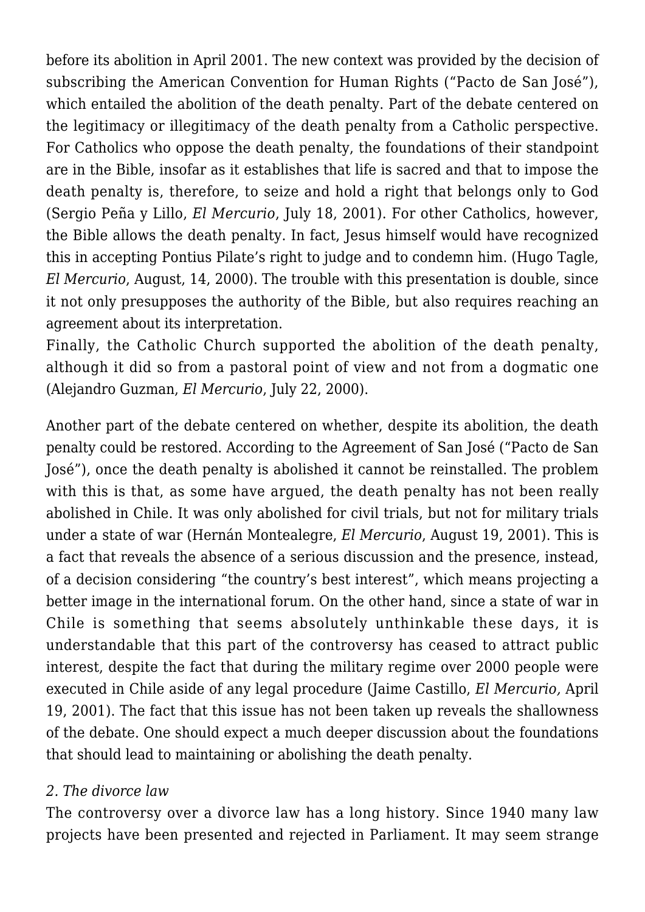before its abolition in April 2001. The new context was provided by the decision of subscribing the American Convention for Human Rights ("Pacto de San José"), which entailed the abolition of the death penalty. Part of the debate centered on the legitimacy or illegitimacy of the death penalty from a Catholic perspective. For Catholics who oppose the death penalty, the foundations of their standpoint are in the Bible, insofar as it establishes that life is sacred and that to impose the death penalty is, therefore, to seize and hold a right that belongs only to God (Sergio Peña y Lillo, *El Mercurio*, July 18, 2001). For other Catholics, however, the Bible allows the death penalty. In fact, Jesus himself would have recognized this in accepting Pontius Pilate's right to judge and to condemn him. (Hugo Tagle, *El Mercurio*, August, 14, 2000). The trouble with this presentation is double, since it not only presupposes the authority of the Bible, but also requires reaching an agreement about its interpretation.
Finally, the Catholic Church supported the abolition of the death penalty, although it did so from a pastoral point of view and not from a dogmatic one (Alejandro Guzman, *El Mercurio*, July 22, 2000).

Another part of the debate centered on whether, despite its abolition, the death penalty could be restored. According to the Agreement of San José ("Pacto de San José"), once the death penalty is abolished it cannot be reinstalled. The problem with this is that, as some have argued, the death penalty has not been really abolished in Chile. It was only abolished for civil trials, but not for military trials under a state of war (Hernán Montealegre, *El Mercurio*, August 19, 2001). This is a fact that reveals the absence of a serious discussion and the presence, instead, of a decision considering "the country's best interest", which means projecting a better image in the international forum. On the other hand, since a state of war in Chile is something that seems absolutely unthinkable these days, it is understandable that this part of the controversy has ceased to attract public interest, despite the fact that during the military regime over 2000 people were executed in Chile aside of any legal procedure (Jaime Castillo, *El Mercurio,* April 19, 2001). The fact that this issue has not been taken up reveals the shallowness of the debate. One should expect a much deeper discussion about the foundations that should lead to maintaining or abolishing the death penalty.

*2. The divorce law*

The controversy over a divorce law has a long history. Since 1940 many law projects have been presented and rejected in Parliament. It may seem strange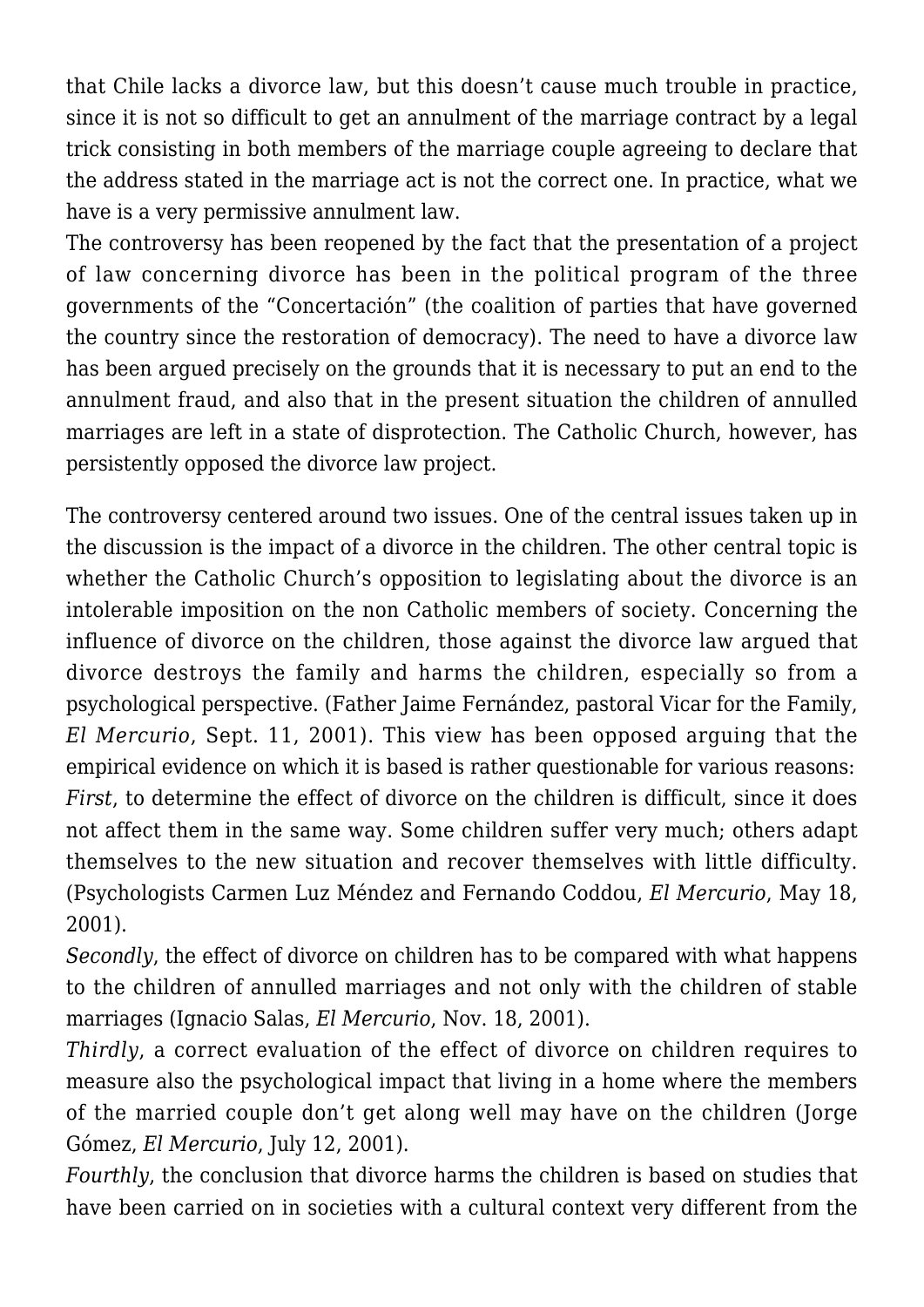that Chile lacks a divorce law, but this doesn't cause much trouble in practice, since it is not so difficult to get an annulment of the marriage contract by a legal trick consisting in both members of the marriage couple agreeing to declare that the address stated in the marriage act is not the correct one. In practice, what we have is a very permissive annulment law.

The controversy has been reopened by the fact that the presentation of a project of law concerning divorce has been in the political program of the three governments of the "Concertación" (the coalition of parties that have governed the country since the restoration of democracy). The need to have a divorce law has been argued precisely on the grounds that it is necessary to put an end to the annulment fraud, and also that in the present situation the children of annulled marriages are left in a state of disprotection. The Catholic Church, however, has persistently opposed the divorce law project.

The controversy centered around two issues. One of the central issues taken up in the discussion is the impact of a divorce in the children. The other central topic is whether the Catholic Church's opposition to legislating about the divorce is an intolerable imposition on the non Catholic members of society. Concerning the influence of divorce on the children, those against the divorce law argued that divorce destroys the family and harms the children, especially so from a psychological perspective. (Father Jaime Fernández, pastoral Vicar for the Family, *El Mercurio*, Sept. 11, 2001). This view has been opposed arguing that the empirical evidence on which it is based is rather questionable for various reasons:

*First*, to determine the effect of divorce on the children is difficult, since it does not affect them in the same way. Some children suffer very much; others adapt themselves to the new situation and recover themselves with little difficulty. (Psychologists Carmen Luz Méndez and Fernando Coddou, *El Mercurio*, May 18, 2001).

*Secondly*, the effect of divorce on children has to be compared with what happens to the children of annulled marriages and not only with the children of stable marriages (Ignacio Salas, *El Mercurio*, Nov. 18, 2001).

*Thirdly*, a correct evaluation of the effect of divorce on children requires to measure also the psychological impact that living in a home where the members of the married couple don't get along well may have on the children (Jorge Gómez, *El Mercurio*, July 12, 2001).

*Fourthly*, the conclusion that divorce harms the children is based on studies that have been carried on in societies with a cultural context very different from the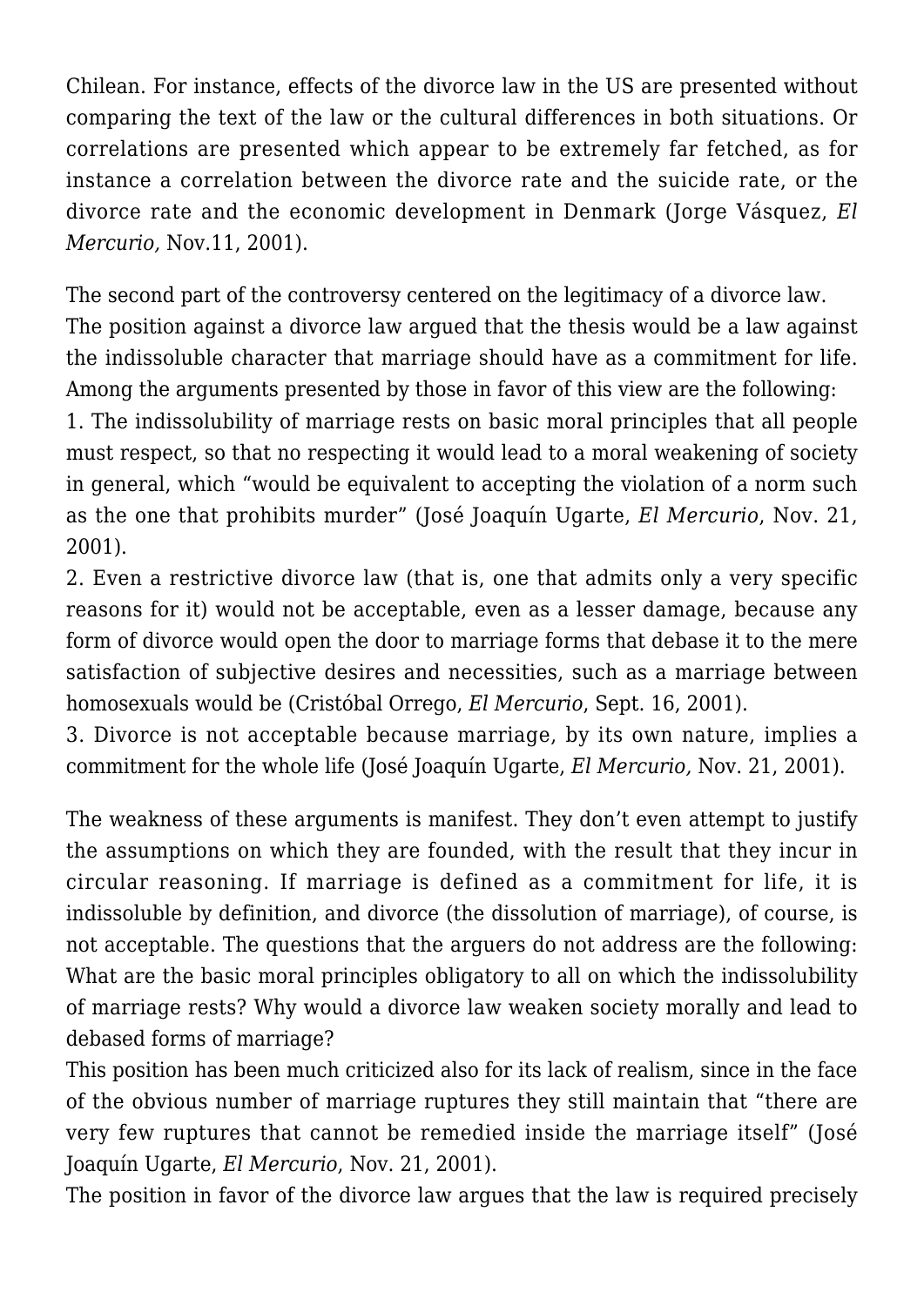Chilean. For instance, effects of the divorce law in the US are presented without comparing the text of the law or the cultural differences in both situations. Or correlations are presented which appear to be extremely far fetched, as for instance a correlation between the divorce rate and the suicide rate, or the divorce rate and the economic development in Denmark (Jorge Vásquez, *El Mercurio*, Nov.11, 2001).

The second part of the controversy centered on the legitimacy of a divorce law. The position against a divorce law argued that the thesis would be a law against the indissoluble character that marriage should have as a commitment for life. Among the arguments presented by those in favor of this view are the following:
1. The indissolubility of marriage rests on basic moral principles that all people must respect, so that no respecting it would lead to a moral weakening of society in general, which "would be equivalent to accepting the violation of a norm such as the one that prohibits murder" (José Joaquín Ugarte, *El Mercurio*, Nov. 21, 2001).
2. Even a restrictive divorce law (that is, one that admits only a very specific reasons for it) would not be acceptable, even as a lesser damage, because any form of divorce would open the door to marriage forms that debase it to the mere satisfaction of subjective desires and necessities, such as a marriage between homosexuals would be (Cristóbal Orrego, *El Mercurio*, Sept. 16, 2001).
3. Divorce is not acceptable because marriage, by its own nature, implies a commitment for the whole life (José Joaquín Ugarte, *El Mercurio*, Nov. 21, 2001).

The weakness of these arguments is manifest. They don't even attempt to justify the assumptions on which they are founded, with the result that they incur in circular reasoning. If marriage is defined as a commitment for life, it is indissoluble by definition, and divorce (the dissolution of marriage), of course, is not acceptable. The questions that the arguers do not address are the following: What are the basic moral principles obligatory to all on which the indissolubility of marriage rests? Why would a divorce law weaken society morally and lead to debased forms of marriage?
This position has been much criticized also for its lack of realism, since in the face of the obvious number of marriage ruptures they still maintain that "there are very few ruptures that cannot be remedied inside the marriage itself" (José Joaquín Ugarte, *El Mercurio*, Nov. 21, 2001).
The position in favor of the divorce law argues that the law is required precisely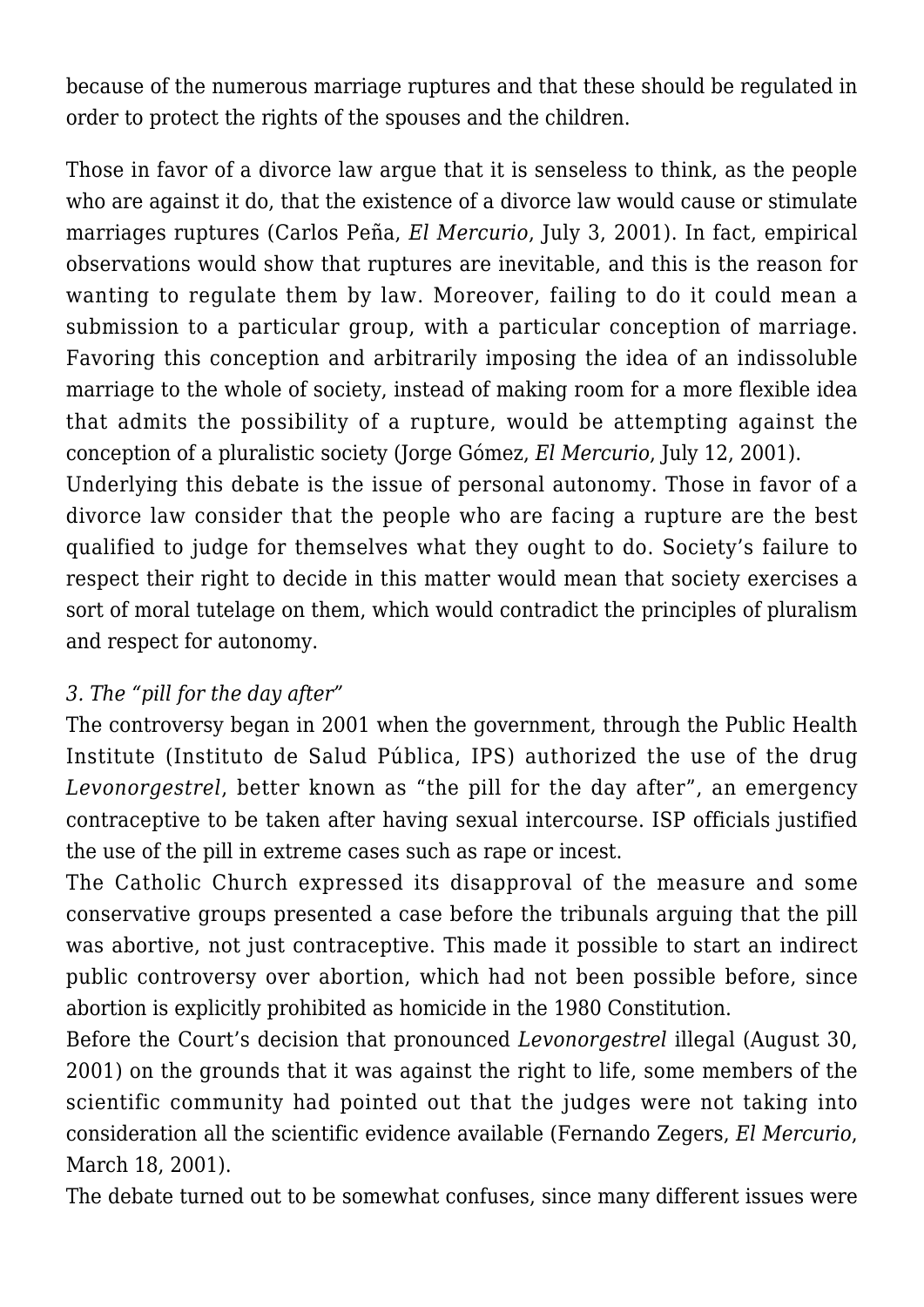because of the numerous marriage ruptures and that these should be regulated in order to protect the rights of the spouses and the children.

Those in favor of a divorce law argue that it is senseless to think, as the people who are against it do, that the existence of a divorce law would cause or stimulate marriages ruptures (Carlos Peña, *El Mercurio*, July 3, 2001). In fact, empirical observations would show that ruptures are inevitable, and this is the reason for wanting to regulate them by law. Moreover, failing to do it could mean a submission to a particular group, with a particular conception of marriage. Favoring this conception and arbitrarily imposing the idea of an indissoluble marriage to the whole of society, instead of making room for a more flexible idea that admits the possibility of a rupture, would be attempting against the conception of a pluralistic society (Jorge Gómez, *El Mercurio*, July 12, 2001).

Underlying this debate is the issue of personal autonomy. Those in favor of a divorce law consider that the people who are facing a rupture are the best qualified to judge for themselves what they ought to do. Society's failure to respect their right to decide in this matter would mean that society exercises a sort of moral tutelage on them, which would contradict the principles of pluralism and respect for autonomy.

### *3. The "pill for the day after"*

The controversy began in 2001 when the government, through the Public Health Institute (Instituto de Salud Pública, IPS) authorized the use of the drug *Levonorgestrel*, better known as "the pill for the day after", an emergency contraceptive to be taken after having sexual intercourse. ISP officials justified the use of the pill in extreme cases such as rape or incest.

The Catholic Church expressed its disapproval of the measure and some conservative groups presented a case before the tribunals arguing that the pill was abortive, not just contraceptive. This made it possible to start an indirect public controversy over abortion, which had not been possible before, since abortion is explicitly prohibited as homicide in the 1980 Constitution.

Before the Court's decision that pronounced *Levonorgestrel* illegal (August 30, 2001) on the grounds that it was against the right to life, some members of the scientific community had pointed out that the judges were not taking into consideration all the scientific evidence available (Fernando Zegers, *El Mercurio*, March 18, 2001).

The debate turned out to be somewhat confuses, since many different issues were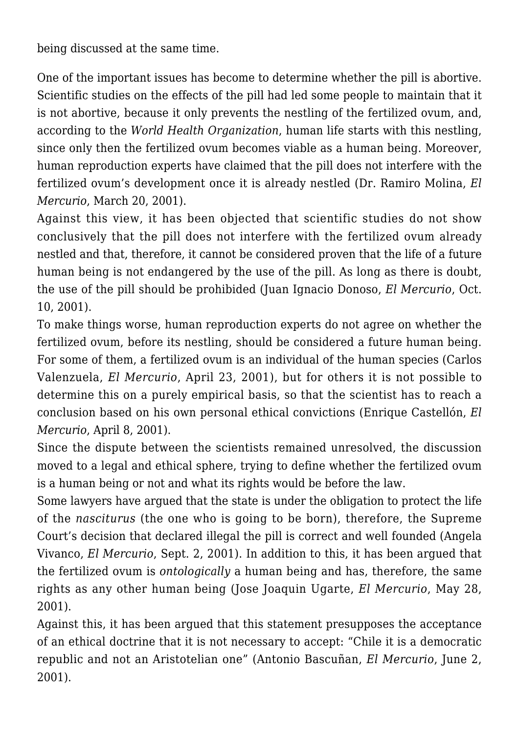being discussed at the same time.

One of the important issues has become to determine whether the pill is abortive. Scientific studies on the effects of the pill had led some people to maintain that it is not abortive, because it only prevents the nestling of the fertilized ovum, and, according to the *World Health Organization*, human life starts with this nestling, since only then the fertilized ovum becomes viable as a human being. Moreover, human reproduction experts have claimed that the pill does not interfere with the fertilized ovum's development once it is already nestled (Dr. Ramiro Molina, *El Mercurio*, March 20, 2001).

Against this view, it has been objected that scientific studies do not show conclusively that the pill does not interfere with the fertilized ovum already nestled and that, therefore, it cannot be considered proven that the life of a future human being is not endangered by the use of the pill. As long as there is doubt, the use of the pill should be prohibided (Juan Ignacio Donoso, *El Mercurio*, Oct. 10, 2001).

To make things worse, human reproduction experts do not agree on whether the fertilized ovum, before its nestling, should be considered a future human being. For some of them, a fertilized ovum is an individual of the human species (Carlos Valenzuela, *El Mercurio*, April 23, 2001), but for others it is not possible to determine this on a purely empirical basis, so that the scientist has to reach a conclusion based on his own personal ethical convictions (Enrique Castellón, *El Mercurio*, April 8, 2001).

Since the dispute between the scientists remained unresolved, the discussion moved to a legal and ethical sphere, trying to define whether the fertilized ovum is a human being or not and what its rights would be before the law.

Some lawyers have argued that the state is under the obligation to protect the life of the *nasciturus* (the one who is going to be born), therefore, the Supreme Court's decision that declared illegal the pill is correct and well founded (Angela Vivanco, *El Mercurio*, Sept. 2, 2001). In addition to this, it has been argued that the fertilized ovum is *ontologically* a human being and has, therefore, the same rights as any other human being (Jose Joaquin Ugarte, *El Mercurio*, May 28, 2001).

Against this, it has been argued that this statement presupposes the acceptance of an ethical doctrine that it is not necessary to accept: "Chile it is a democratic republic and not an Aristotelian one" (Antonio Bascuñan, *El Mercurio*, June 2, 2001).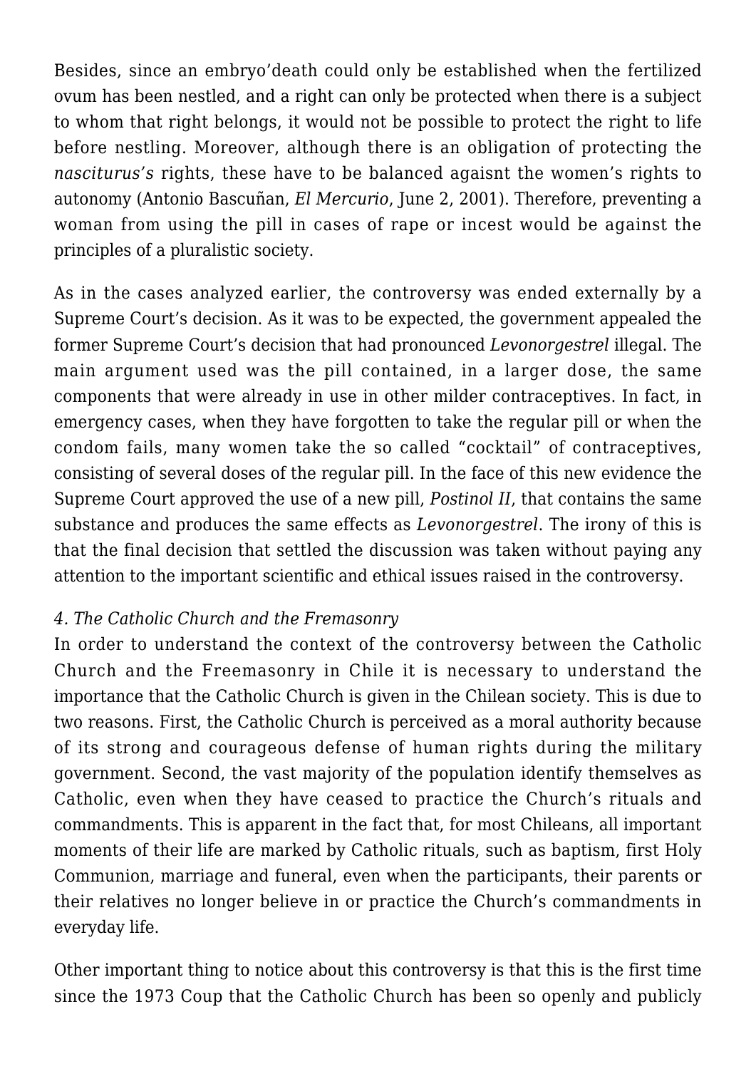Besides, since an embryo'death could only be established when the fertilized ovum has been nestled, and a right can only be protected when there is a subject to whom that right belongs, it would not be possible to protect the right to life before nestling. Moreover, although there is an obligation of protecting the *nasciturus's* rights, these have to be balanced agaisnt the women's rights to autonomy (Antonio Bascuñan, *El Mercurio*, June 2, 2001). Therefore, preventing a woman from using the pill in cases of rape or incest would be against the principles of a pluralistic society.

As in the cases analyzed earlier, the controversy was ended externally by a Supreme Court's decision. As it was to be expected, the government appealed the former Supreme Court's decision that had pronounced *Levonorgestrel* illegal. The main argument used was the pill contained, in a larger dose, the same components that were already in use in other milder contraceptives. In fact, in emergency cases, when they have forgotten to take the regular pill or when the condom fails, many women take the so called "cocktail" of contraceptives, consisting of several doses of the regular pill. In the face of this new evidence the Supreme Court approved the use of a new pill, *Postinol II*, that contains the same substance and produces the same effects as *Levonorgestrel*. The irony of this is that the final decision that settled the discussion was taken without paying any attention to the important scientific and ethical issues raised in the controversy.

*4. The Catholic Church and the Fremasonry*

In order to understand the context of the controversy between the Catholic Church and the Freemasonry in Chile it is necessary to understand the importance that the Catholic Church is given in the Chilean society. This is due to two reasons. First, the Catholic Church is perceived as a moral authority because of its strong and courageous defense of human rights during the military government. Second, the vast majority of the population identify themselves as Catholic, even when they have ceased to practice the Church's rituals and commandments. This is apparent in the fact that, for most Chileans, all important moments of their life are marked by Catholic rituals, such as baptism, first Holy Communion, marriage and funeral, even when the participants, their parents or their relatives no longer believe in or practice the Church's commandments in everyday life.

Other important thing to notice about this controversy is that this is the first time since the 1973 Coup that the Catholic Church has been so openly and publicly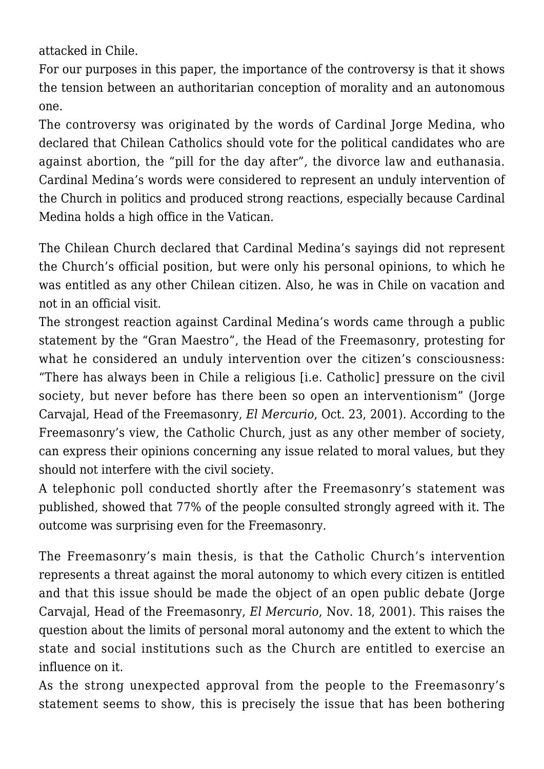attacked in Chile.

For our purposes in this paper, the importance of the controversy is that it shows the tension between an authoritarian conception of morality and an autonomous one.

The controversy was originated by the words of Cardinal Jorge Medina, who declared that Chilean Catholics should vote for the political candidates who are against abortion, the "pill for the day after", the divorce law and euthanasia. Cardinal Medina's words were considered to represent an unduly intervention of the Church in politics and produced strong reactions, especially because Cardinal Medina holds a high office in the Vatican.

The Chilean Church declared that Cardinal Medina's sayings did not represent the Church's official position, but were only his personal opinions, to which he was entitled as any other Chilean citizen. Also, he was in Chile on vacation and not in an official visit.

The strongest reaction against Cardinal Medina's words came through a public statement by the "Gran Maestro", the Head of the Freemasonry, protesting for what he considered an unduly intervention over the citizen's consciousness: "There has always been in Chile a religious [i.e. Catholic] pressure on the civil society, but never before has there been so open an interventionism" (Jorge Carvajal, Head of the Freemasonry, *El Mercurio*, Oct. 23, 2001). According to the Freemasonry's view, the Catholic Church, just as any other member of society, can express their opinions concerning any issue related to moral values, but they should not interfere with the civil society.

A telephonic poll conducted shortly after the Freemasonry's statement was published, showed that 77% of the people consulted strongly agreed with it. The outcome was surprising even for the Freemasonry.

The Freemasonry's main thesis, is that the Catholic Church's intervention represents a threat against the moral autonomy to which every citizen is entitled and that this issue should be made the object of an open public debate (Jorge Carvajal, Head of the Freemasonry, *El Mercurio*, Nov. 18, 2001). This raises the question about the limits of personal moral autonomy and the extent to which the state and social institutions such as the Church are entitled to exercise an influence on it.

As the strong unexpected approval from the people to the Freemasonry's statement seems to show, this is precisely the issue that has been bothering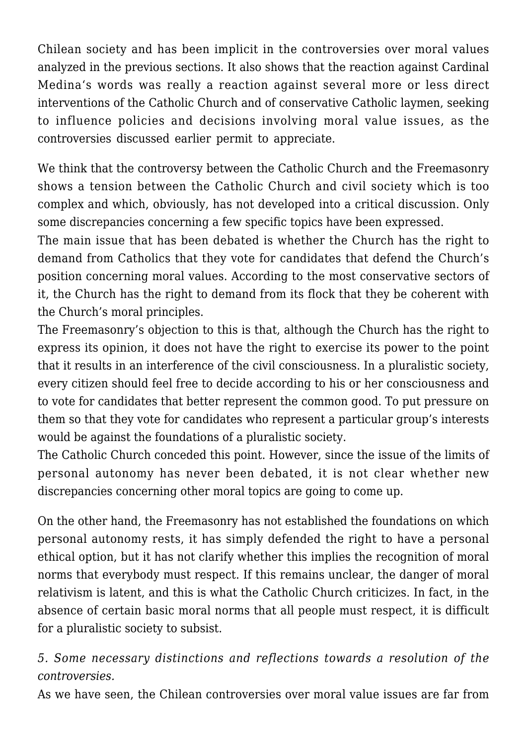Chilean society and has been implicit in the controversies over moral values analyzed in the previous sections. It also shows that the reaction against Cardinal Medina's words was really a reaction against several more or less direct interventions of the Catholic Church and of conservative Catholic laymen, seeking to influence policies and decisions involving moral value issues, as the controversies discussed earlier permit to appreciate.

We think that the controversy between the Catholic Church and the Freemasonry shows a tension between the Catholic Church and civil society which is too complex and which, obviously, has not developed into a critical discussion. Only some discrepancies concerning a few specific topics have been expressed.

The main issue that has been debated is whether the Church has the right to demand from Catholics that they vote for candidates that defend the Church's position concerning moral values. According to the most conservative sectors of it, the Church has the right to demand from its flock that they be coherent with the Church's moral principles.

The Freemasonry's objection to this is that, although the Church has the right to express its opinion, it does not have the right to exercise its power to the point that it results in an interference of the civil consciousness. In a pluralistic society, every citizen should feel free to decide according to his or her consciousness and to vote for candidates that better represent the common good. To put pressure on them so that they vote for candidates who represent a particular group's interests would be against the foundations of a pluralistic society.

The Catholic Church conceded this point. However, since the issue of the limits of personal autonomy has never been debated, it is not clear whether new discrepancies concerning other moral topics are going to come up.

On the other hand, the Freemasonry has not established the foundations on which personal autonomy rests, it has simply defended the right to have a personal ethical option, but it has not clarify whether this implies the recognition of moral norms that everybody must respect. If this remains unclear, the danger of moral relativism is latent, and this is what the Catholic Church criticizes. In fact, in the absence of certain basic moral norms that all people must respect, it is difficult for a pluralistic society to subsist.

*5. Some necessary distinctions and reflections towards a resolution of the controversies.*

As we have seen, the Chilean controversies over moral value issues are far from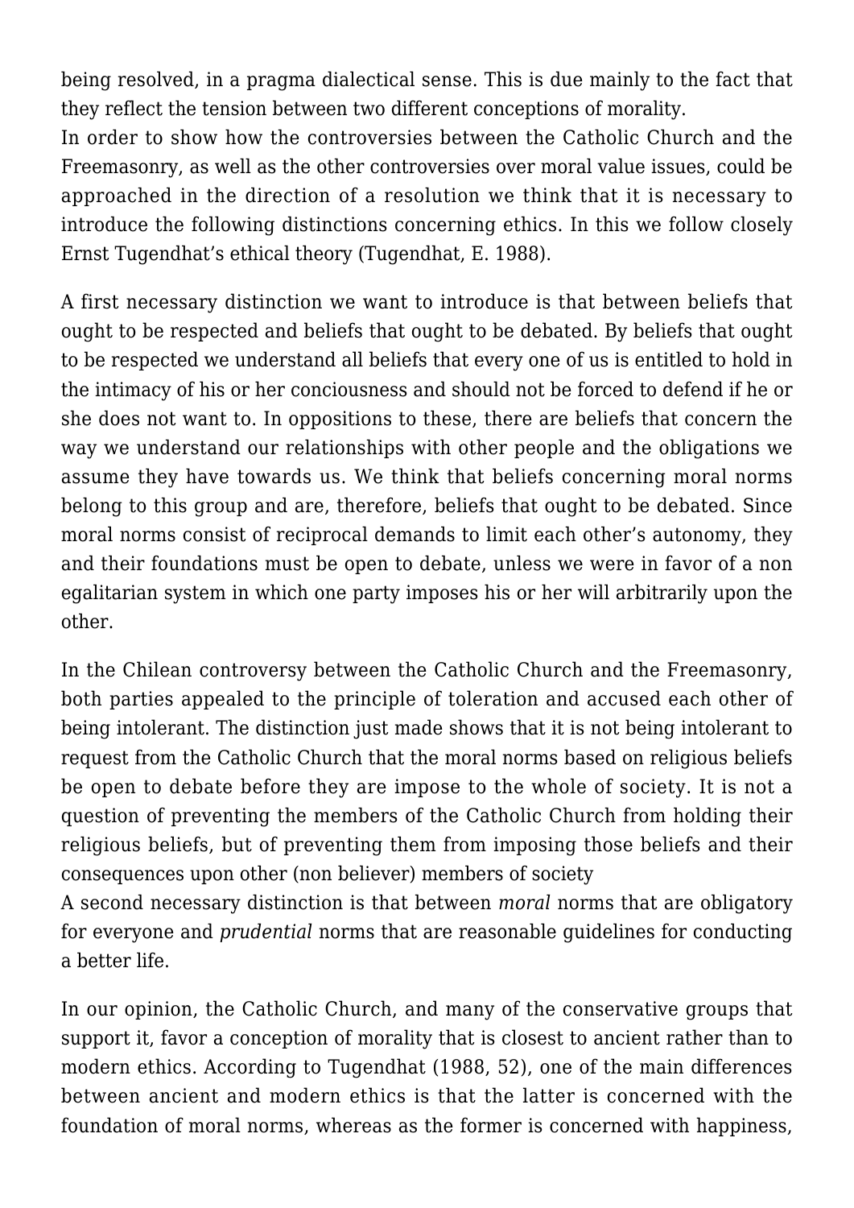being resolved, in a pragma dialectical sense. This is due mainly to the fact that they reflect the tension between two different conceptions of morality.
In order to show how the controversies between the Catholic Church and the Freemasonry, as well as the other controversies over moral value issues, could be approached in the direction of a resolution we think that it is necessary to introduce the following distinctions concerning ethics. In this we follow closely Ernst Tugendhat's ethical theory (Tugendhat, E. 1988).

A first necessary distinction we want to introduce is that between beliefs that ought to be respected and beliefs that ought to be debated. By beliefs that ought to be respected we understand all beliefs that every one of us is entitled to hold in the intimacy of his or her conciousness and should not be forced to defend if he or she does not want to. In oppositions to these, there are beliefs that concern the way we understand our relationships with other people and the obligations we assume they have towards us. We think that beliefs concerning moral norms belong to this group and are, therefore, beliefs that ought to be debated. Since moral norms consist of reciprocal demands to limit each other's autonomy, they and their foundations must be open to debate, unless we were in favor of a non egalitarian system in which one party imposes his or her will arbitrarily upon the other.

In the Chilean controversy between the Catholic Church and the Freemasonry, both parties appealed to the principle of toleration and accused each other of being intolerant. The distinction just made shows that it is not being intolerant to request from the Catholic Church that the moral norms based on religious beliefs be open to debate before they are impose to the whole of society. It is not a question of preventing the members of the Catholic Church from holding their religious beliefs, but of preventing them from imposing those beliefs and their consequences upon other (non believer) members of society
A second necessary distinction is that between *moral* norms that are obligatory for everyone and *prudential* norms that are reasonable guidelines for conducting a better life.

In our opinion, the Catholic Church, and many of the conservative groups that support it, favor a conception of morality that is closest to ancient rather than to modern ethics. According to Tugendhat (1988, 52), one of the main differences between ancient and modern ethics is that the latter is concerned with the foundation of moral norms, whereas as the former is concerned with happiness,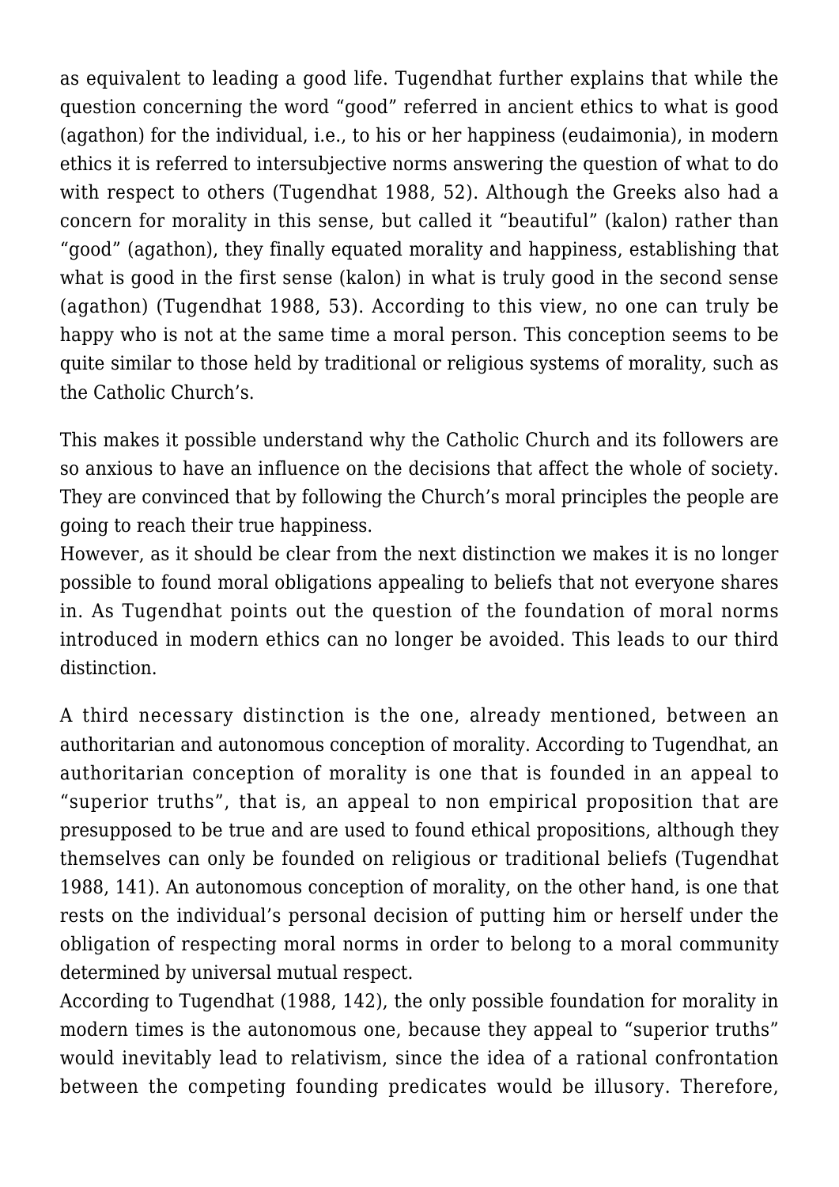as equivalent to leading a good life. Tugendhat further explains that while the question concerning the word "good" referred in ancient ethics to what is good (agathon) for the individual, i.e., to his or her happiness (eudaimonia), in modern ethics it is referred to intersubjective norms answering the question of what to do with respect to others (Tugendhat 1988, 52). Although the Greeks also had a concern for morality in this sense, but called it "beautiful" (kalon) rather than "good" (agathon), they finally equated morality and happiness, establishing that what is good in the first sense (kalon) in what is truly good in the second sense (agathon) (Tugendhat 1988, 53). According to this view, no one can truly be happy who is not at the same time a moral person. This conception seems to be quite similar to those held by traditional or religious systems of morality, such as the Catholic Church's.

This makes it possible understand why the Catholic Church and its followers are so anxious to have an influence on the decisions that affect the whole of society. They are convinced that by following the Church's moral principles the people are going to reach their true happiness.

However, as it should be clear from the next distinction we makes it is no longer possible to found moral obligations appealing to beliefs that not everyone shares in. As Tugendhat points out the question of the foundation of moral norms introduced in modern ethics can no longer be avoided. This leads to our third distinction.

A third necessary distinction is the one, already mentioned, between an authoritarian and autonomous conception of morality. According to Tugendhat, an authoritarian conception of morality is one that is founded in an appeal to "superior truths", that is, an appeal to non empirical proposition that are presupposed to be true and are used to found ethical propositions, although they themselves can only be founded on religious or traditional beliefs (Tugendhat 1988, 141). An autonomous conception of morality, on the other hand, is one that rests on the individual's personal decision of putting him or herself under the obligation of respecting moral norms in order to belong to a moral community determined by universal mutual respect.

According to Tugendhat (1988, 142), the only possible foundation for morality in modern times is the autonomous one, because they appeal to "superior truths" would inevitably lead to relativism, since the idea of a rational confrontation between the competing founding predicates would be illusory. Therefore,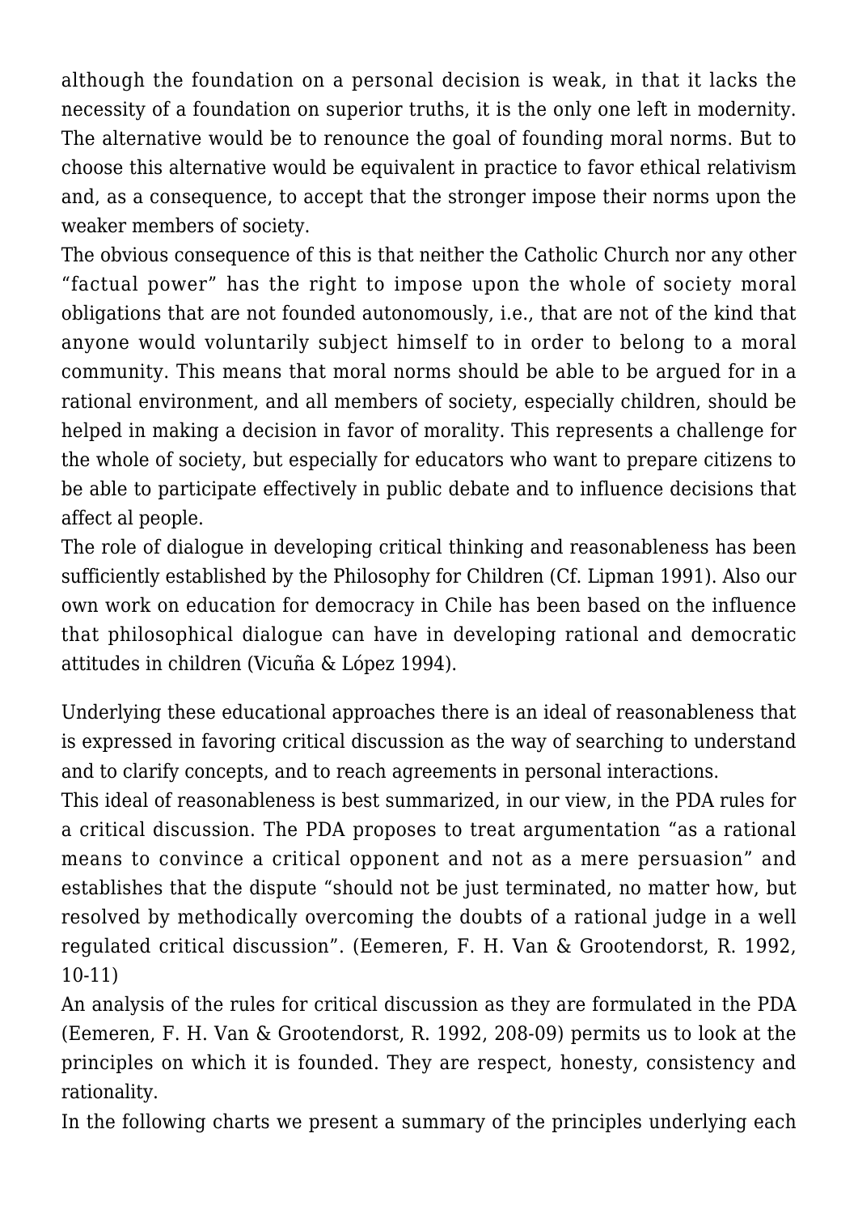although the foundation on a personal decision is weak, in that it lacks the necessity of a foundation on superior truths, it is the only one left in modernity. The alternative would be to renounce the goal of founding moral norms. But to choose this alternative would be equivalent in practice to favor ethical relativism and, as a consequence, to accept that the stronger impose their norms upon the weaker members of society.

The obvious consequence of this is that neither the Catholic Church nor any other "factual power" has the right to impose upon the whole of society moral obligations that are not founded autonomously, i.e., that are not of the kind that anyone would voluntarily subject himself to in order to belong to a moral community. This means that moral norms should be able to be argued for in a rational environment, and all members of society, especially children, should be helped in making a decision in favor of morality. This represents a challenge for the whole of society, but especially for educators who want to prepare citizens to be able to participate effectively in public debate and to influence decisions that affect al people.

The role of dialogue in developing critical thinking and reasonableness has been sufficiently established by the Philosophy for Children (Cf. Lipman 1991). Also our own work on education for democracy in Chile has been based on the influence that philosophical dialogue can have in developing rational and democratic attitudes in children (Vicuña & López 1994).

Underlying these educational approaches there is an ideal of reasonableness that is expressed in favoring critical discussion as the way of searching to understand and to clarify concepts, and to reach agreements in personal interactions.

This ideal of reasonableness is best summarized, in our view, in the PDA rules for a critical discussion. The PDA proposes to treat argumentation "as a rational means to convince a critical opponent and not as a mere persuasion" and establishes that the dispute "should not be just terminated, no matter how, but resolved by methodically overcoming the doubts of a rational judge in a well regulated critical discussion". (Eemeren, F. H. Van & Grootendorst, R. 1992, 10-11)

An analysis of the rules for critical discussion as they are formulated in the PDA (Eemeren, F. H. Van & Grootendorst, R. 1992, 208-09) permits us to look at the principles on which it is founded. They are respect, honesty, consistency and rationality.

In the following charts we present a summary of the principles underlying each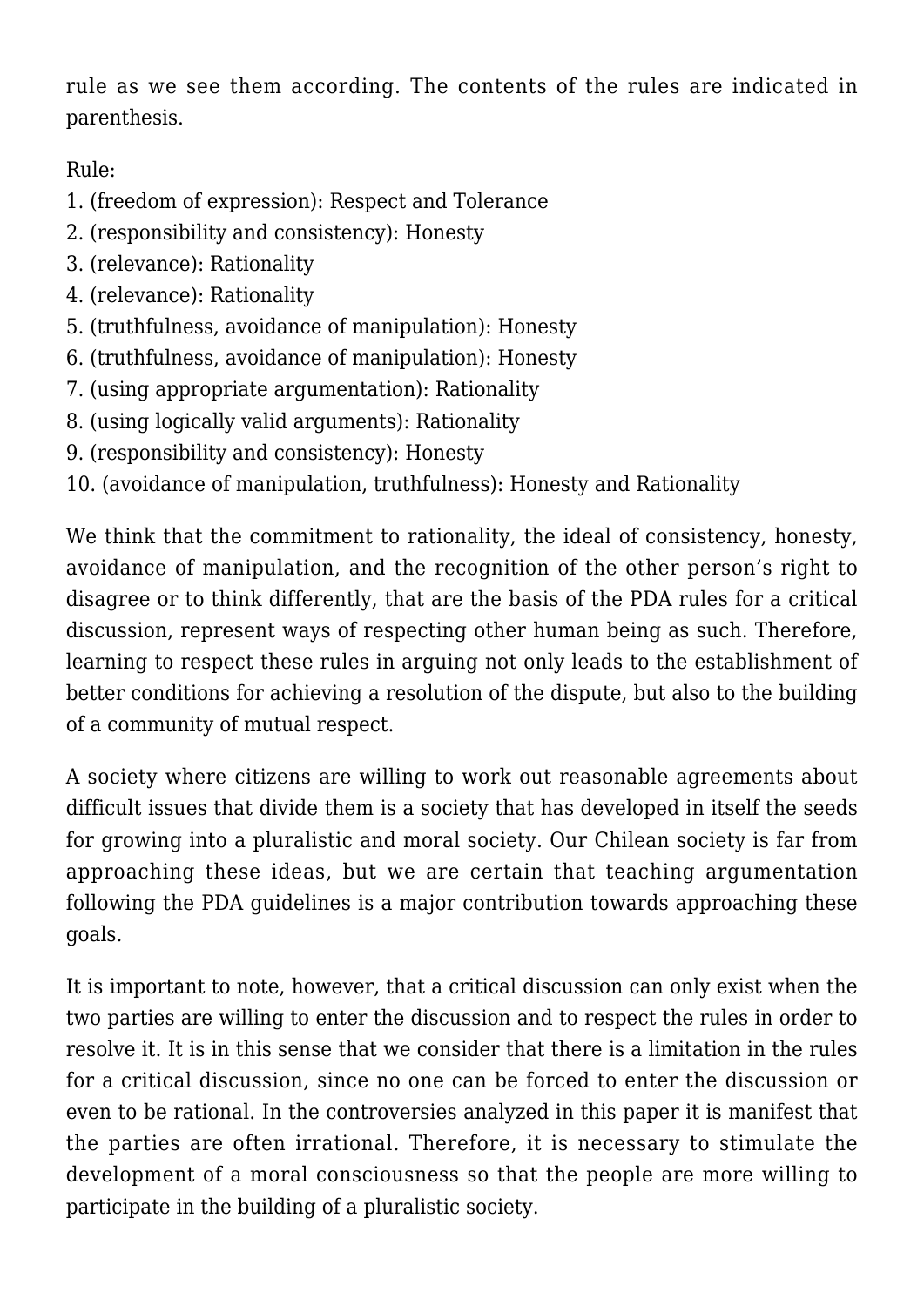rule as we see them according. The contents of the rules are indicated in parenthesis.

Rule:
1. (freedom of expression): Respect and Tolerance
2. (responsibility and consistency): Honesty
3. (relevance): Rationality
4. (relevance): Rationality
5. (truthfulness, avoidance of manipulation): Honesty
6. (truthfulness, avoidance of manipulation): Honesty
7. (using appropriate argumentation): Rationality
8. (using logically valid arguments): Rationality
9. (responsibility and consistency): Honesty
10. (avoidance of manipulation, truthfulness): Honesty and Rationality

We think that the commitment to rationality, the ideal of consistency, honesty, avoidance of manipulation, and the recognition of the other person's right to disagree or to think differently, that are the basis of the PDA rules for a critical discussion, represent ways of respecting other human being as such. Therefore, learning to respect these rules in arguing not only leads to the establishment of better conditions for achieving a resolution of the dispute, but also to the building of a community of mutual respect.

A society where citizens are willing to work out reasonable agreements about difficult issues that divide them is a society that has developed in itself the seeds for growing into a pluralistic and moral society. Our Chilean society is far from approaching these ideas, but we are certain that teaching argumentation following the PDA guidelines is a major contribution towards approaching these goals.

It is important to note, however, that a critical discussion can only exist when the two parties are willing to enter the discussion and to respect the rules in order to resolve it. It is in this sense that we consider that there is a limitation in the rules for a critical discussion, since no one can be forced to enter the discussion or even to be rational. In the controversies analyzed in this paper it is manifest that the parties are often irrational. Therefore, it is necessary to stimulate the development of a moral consciousness so that the people are more willing to participate in the building of a pluralistic society.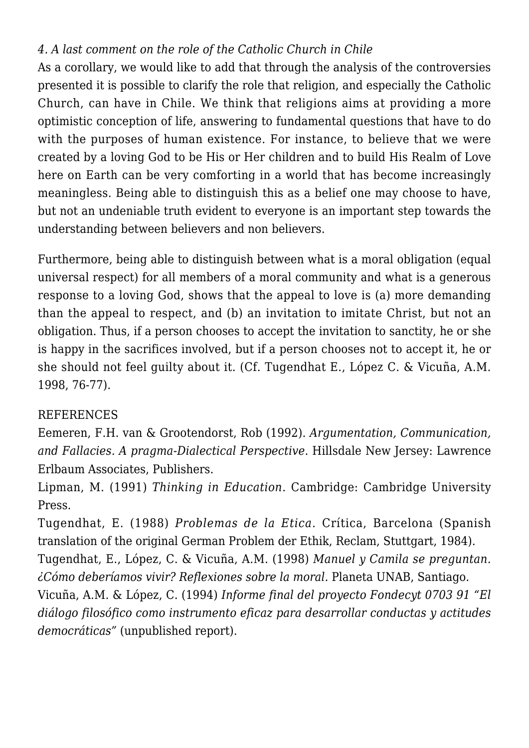### *4. A last comment on the role of the Catholic Church in Chile*

As a corollary, we would like to add that through the analysis of the controversies presented it is possible to clarify the role that religion, and especially the Catholic Church, can have in Chile. We think that religions aims at providing a more optimistic conception of life, answering to fundamental questions that have to do with the purposes of human existence. For instance, to believe that we were created by a loving God to be His or Her children and to build His Realm of Love here on Earth can be very comforting in a world that has become increasingly meaningless. Being able to distinguish this as a belief one may choose to have, but not an undeniable truth evident to everyone is an important step towards the understanding between believers and non believers.

Furthermore, being able to distinguish between what is a moral obligation (equal universal respect) for all members of a moral community and what is a generous response to a loving God, shows that the appeal to love is (a) more demanding than the appeal to respect, and (b) an invitation to imitate Christ, but not an obligation. Thus, if a person chooses to accept the invitation to sanctity, he or she is happy in the sacrifices involved, but if a person chooses not to accept it, he or she should not feel guilty about it. (Cf. Tugendhat E., López C. & Vicuña, A.M. 1998, 76-77).

REFERENCES

Eemeren, F.H. van & Grootendorst, Rob (1992). *Argumentation, Communication, and Fallacies. A pragma-Dialectical Perspective*. Hillsdale New Jersey: Lawrence Erlbaum Associates, Publishers.

Lipman, M. (1991) *Thinking in Education*. Cambridge: Cambridge University Press.

Tugendhat, E. (1988) *Problemas de la Etica*. Crítica, Barcelona (Spanish translation of the original German Problem der Ethik, Reclam, Stuttgart, 1984).

Tugendhat, E., López, C. & Vicuña, A.M. (1998) *Manuel y Camila se preguntan. ¿Cómo deberíamos vivir? Reflexiones sobre la moral.* Planeta UNAB, Santiago.

Vicuña, A.M. & López, C. (1994) *Informe final del proyecto Fondecyt 0703 91 "El diálogo filosófico como instrumento eficaz para desarrollar conductas y actitudes democráticas"* (unpublished report).